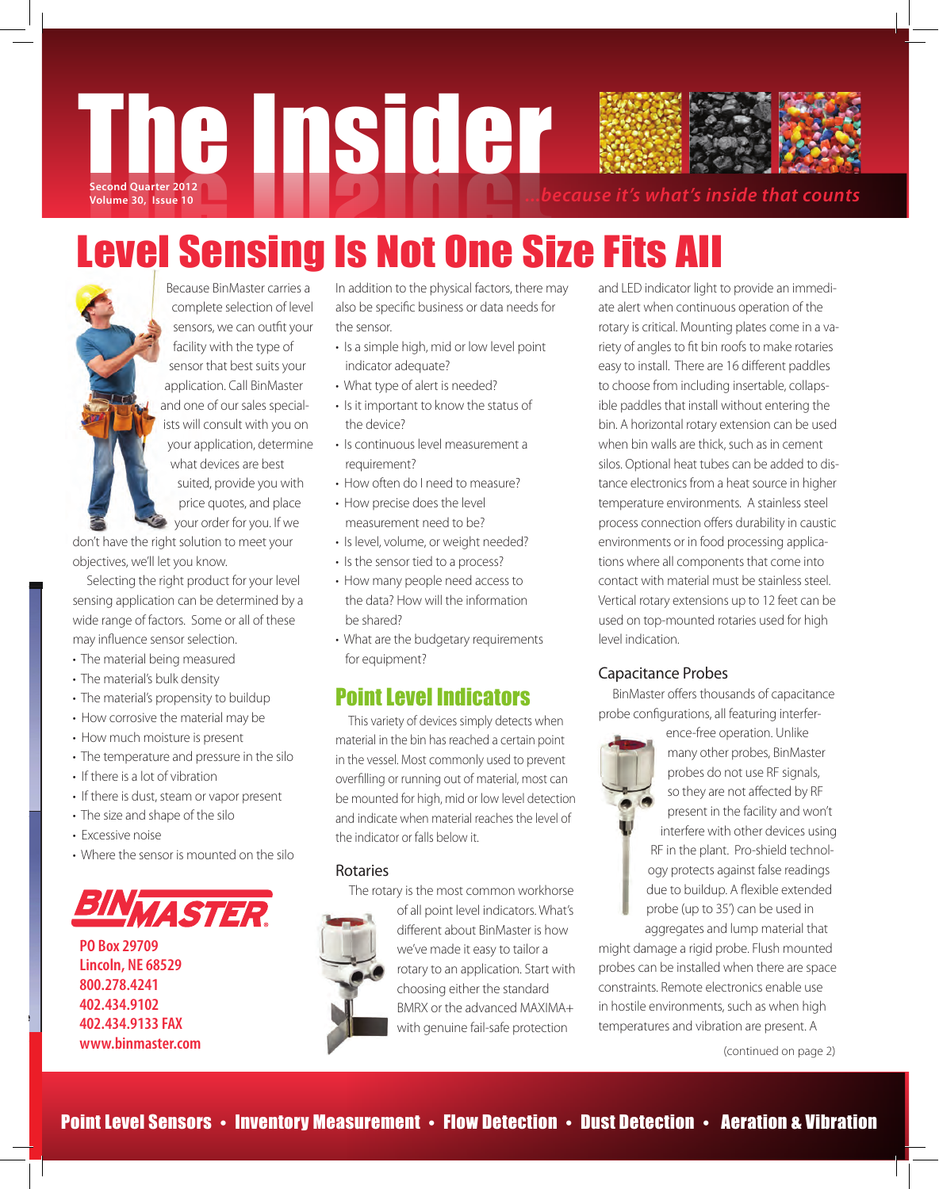# The Insider

Second Quarter 2012
Volume 30, Issue 10

*...because it's what's inside that counts*

## Level Sensing Is Not One Size Fits All

Because BinMaster carries a complete selection of level sensors, we can outfit your facility with the type of sensor that best suits your application. Call BinMaster and one of our sales specialists will consult with you on your application, determine what devices are best suited, provide you with price quotes, and place your order for you. If we don't have the right solution to meet your objectives, we'll let you know.

Selecting the right product for your level sensing application can be determined by a wide range of factors. Some or all of these may influence sensor selection.

- The material being measured
- The material's bulk density
- The material's propensity to buildup
- How corrosive the material may be
- How much moisture is present
- The temperature and pressure in the silo
- If there is a lot of vibration
- If there is dust, steam or vapor present
- The size and shape of the silo
- Excessive noise
- Where the sensor is mounted on the silo

**BINMASTER**

**PO Box 29709**
**Lincoln, NE 68529**
**800.278.4241**
**402.434.9102**
**402.434.9133 FAX**
**www.binmaster.com**

In addition to the physical factors, there may also be specific business or data needs for the sensor.

- Is a simple high, mid or low level point indicator adequate?
- What type of alert is needed?
- Is it important to know the status of the device?
- Is continuous level measurement a requirement?
- How often do I need to measure?
- How precise does the level measurement need to be?
- Is level, volume, or weight needed?
- Is the sensor tied to a process?
- How many people need access to the data? How will the information be shared?
- What are the budgetary requirements for equipment?

## Point Level Indicators

This variety of devices simply detects when material in the bin has reached a certain point in the vessel. Most commonly used to prevent overfilling or running out of material, most can be mounted for high, mid or low level detection and indicate when material reaches the level of the indicator or falls below it.

### Rotaries

The rotary is the most common workhorse of all point level indicators. What's different about BinMaster is how we've made it easy to tailor a rotary to an application. Start with choosing either the standard BMRX or the advanced MAXIMA+ with genuine fail-safe protection and LED indicator light to provide an immediate alert when continuous operation of the rotary is critical. Mounting plates come in a variety of angles to fit bin roofs to make rotaries easy to install. There are 16 different paddles to choose from including insertable, collapsible paddles that install without entering the bin. A horizontal rotary extension can be used when bin walls are thick, such as in cement silos. Optional heat tubes can be added to distance electronics from a heat source in higher temperature environments. A stainless steel process connection offers durability in caustic environments or in food processing applications where all components that come into contact with material must be stainless steel. Vertical rotary extensions up to 12 feet can be used on top-mounted rotaries used for high level indication.

### Capacitance Probes

BinMaster offers thousands of capacitance probe configurations, all featuring interference-free operation. Unlike many other probes, BinMaster probes do not use RF signals, so they are not affected by RF present in the facility and won't interfere with other devices using RF in the plant. Pro-shield technology protects against false readings due to buildup. A flexible extended probe (up to 35') can be used in aggregates and lump material that might damage a rigid probe. Flush mounted probes can be installed when there are space constraints. Remote electronics enable use in hostile environments, such as when high temperatures and vibration are present. A

(continued on page 2)

**Point Level Sensors • Inventory Measurement • Flow Detection • Dust Detection • Aeration & Vibration**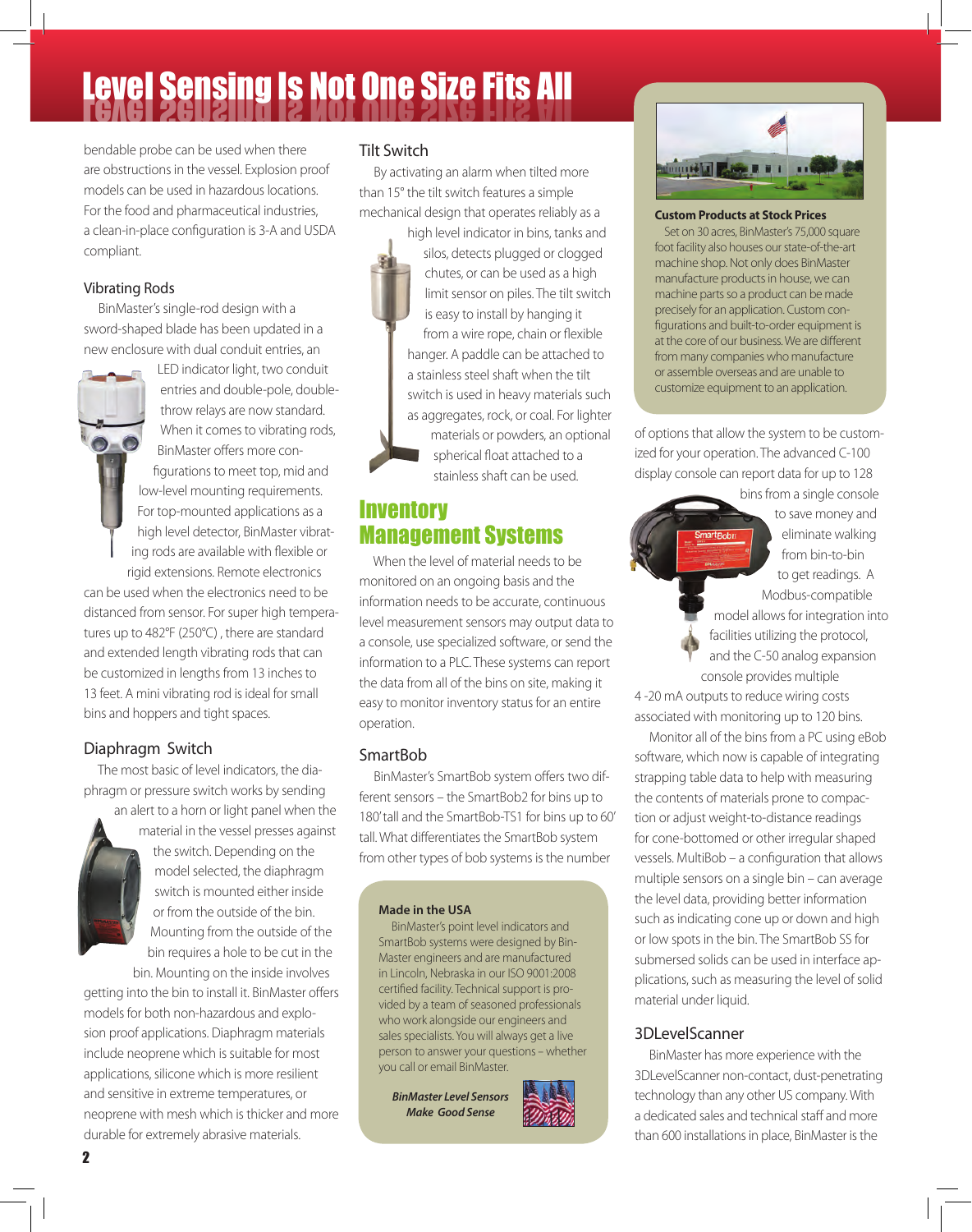# Level Sensing Is Not One Size Fits All

bendable probe can be used when there are obstructions in the vessel. Explosion proof models can be used in hazardous locations. For the food and pharmaceutical industries, a clean-in-place configuration is 3-A and USDA compliant.

### Vibrating Rods

BinMaster's single-rod design with a sword-shaped blade has been updated in a new enclosure with dual conduit entries, an LED indicator light, two conduit entries and double-pole, double-throw relays are now standard. When it comes to vibrating rods, BinMaster offers more configurations to meet top, mid and low-level mounting requirements. For top-mounted applications as a high level detector, BinMaster vibrating rods are available with flexible or rigid extensions. Remote electronics can be used when the electronics need to be distanced from sensor. For super high temperatures up to 482°F (250°C) , there are standard and extended length vibrating rods that can be customized in lengths from 13 inches to 13 feet. A mini vibrating rod is ideal for small bins and hoppers and tight spaces.

### Diaphragm Switch

The most basic of level indicators, the diaphragm or pressure switch works by sending an alert to a horn or light panel when the material in the vessel presses against the switch. Depending on the model selected, the diaphragm switch is mounted either inside or from the outside of the bin. Mounting from the outside of the bin requires a hole to be cut in the bin. Mounting on the inside involves getting into the bin to install it. BinMaster offers models for both non-hazardous and explosion proof applications. Diaphragm materials include neoprene which is suitable for most applications, silicone which is more resilient and sensitive in extreme temperatures, or neoprene with mesh which is thicker and more durable for extremely abrasive materials.

### Tilt Switch

By activating an alarm when tilted more than 15° the tilt switch features a simple mechanical design that operates reliably as a high level indicator in bins, tanks and silos, detects plugged or clogged chutes, or can be used as a high limit sensor on piles. The tilt switch is easy to install by hanging it from a wire rope, chain or flexible hanger. A paddle can be attached to a stainless steel shaft when the tilt switch is used in heavy materials such as aggregates, rock, or coal. For lighter materials or powders, an optional spherical float attached to a stainless shaft can be used.

## Inventory Management Systems

When the level of material needs to be monitored on an ongoing basis and the information needs to be accurate, continuous level measurement sensors may output data to a console, use specialized software, or send the information to a PLC. These systems can report the data from all of the bins on site, making it easy to monitor inventory status for an entire operation.

### SmartBob

BinMaster's SmartBob system offers two different sensors – the SmartBob2 for bins up to 180' tall and the SmartBob-TS1 for bins up to 60' tall. What differentiates the SmartBob system from other types of bob systems is the number of options that allow the system to be customized for your operation. The advanced C-100 display console can report data for up to 128 bins from a single console to save money and eliminate walking from bin-to-bin to get readings. A Modbus-compatible model allows for integration into facilities utilizing the protocol, and the C-50 analog expansion console provides multiple 4 -20 mA outputs to reduce wiring costs associated with monitoring up to 120 bins.

Monitor all of the bins from a PC using eBob software, which now is capable of integrating strapping table data to help with measuring the contents of materials prone to compaction or adjust weight-to-distance readings for cone-bottomed or other irregular shaped vessels. MultiBob – a configuration that allows multiple sensors on a single bin – can average the level data, providing better information such as indicating cone up or down and high or low spots in the bin. The SmartBob SS for submersed solids can be used in interface applications, such as measuring the level of solid material under liquid.

### 3DLevelScanner

BinMaster has more experience with the 3DLevelScanner non-contact, dust-penetrating technology than any other US company. With a dedicated sales and technical staff and more than 600 installations in place, BinMaster is the

---

**Made in the USA**

BinMaster's point level indicators and SmartBob systems were designed by BinMaster engineers and are manufactured in Lincoln, Nebraska in our ISO 9001:2008 certified facility. Technical support is provided by a team of seasoned professionals who work alongside our engineers and sales specialists. You will always get a live person to answer your questions – whether you call or email BinMaster.

***BinMaster Level Sensors Make Good Sense***

---

**Custom Products at Stock Prices**

Set on 30 acres, BinMaster's 75,000 square foot facility also houses our state-of-the-art machine shop. Not only does BinMaster manufacture products in house, we can machine parts so a product can be made precisely for an application. Custom configurations and built-to-order equipment is at the core of our business. We are different from many companies who manufacture or assemble overseas and are unable to customize equipment to an application.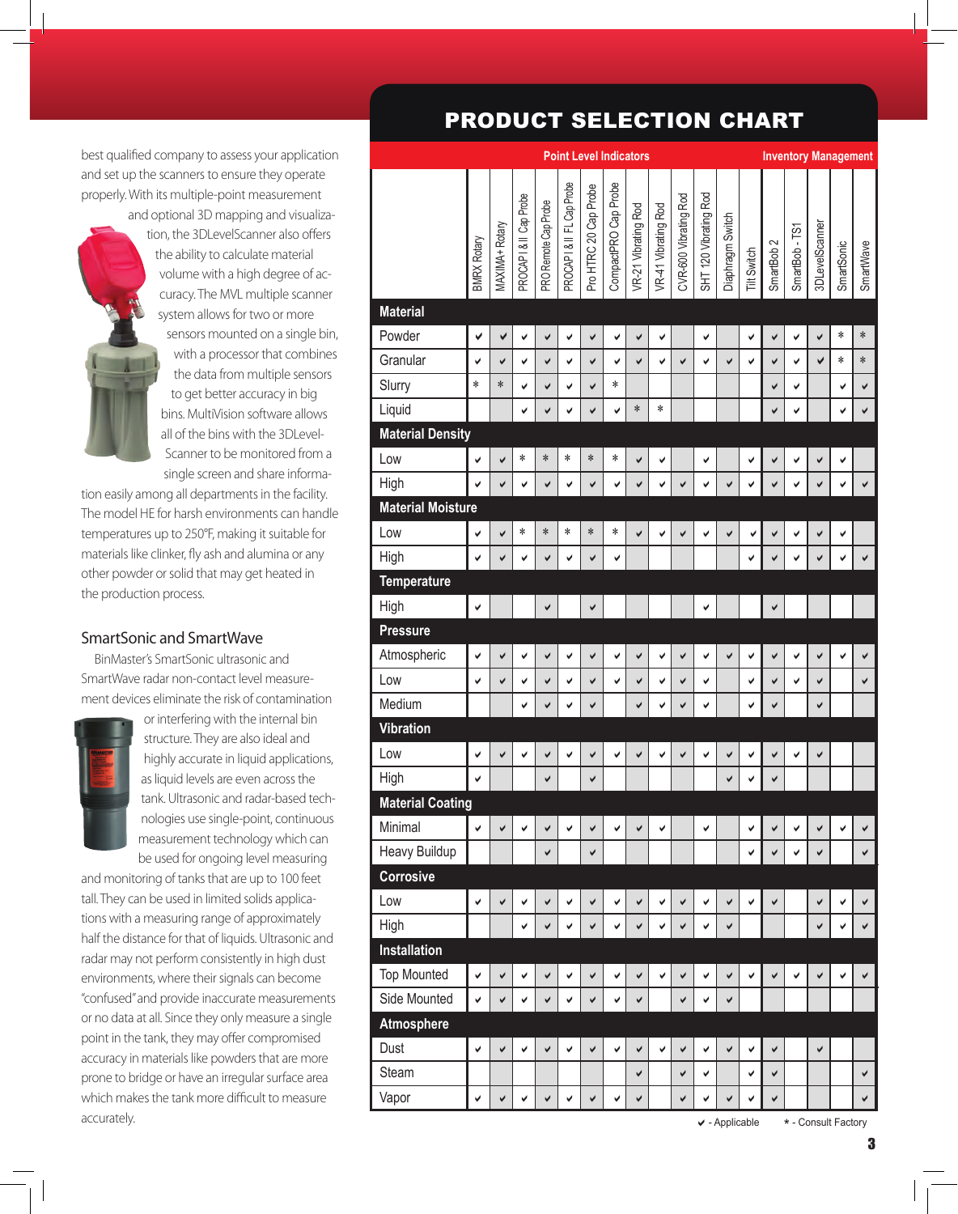best qualified company to assess your application and set up the scanners to ensure they operate properly. With its multiple-point measurement and optional 3D mapping and visualization, the 3DLevelScanner also offers the ability to calculate material volume with a high degree of accuracy. The MVL multiple scanner system allows for two or more sensors mounted on a single bin, with a processor that combines the data from multiple sensors to get better accuracy in big bins. MultiVision software allows all of the bins with the 3DLevelScanner to be monitored from a single screen and share information easily among all departments in the facility. The model HE for harsh environments can handle temperatures up to 250°F, making it suitable for materials like clinker, fly ash and alumina or any other powder or solid that may get heated in the production process.

## SmartSonic and SmartWave

BinMaster's SmartSonic ultrasonic and SmartWave radar non-contact level measurement devices eliminate the risk of contamination or interfering with the internal bin structure. They are also ideal and highly accurate in liquid applications, as liquid levels are even across the tank. Ultrasonic and radar-based technologies use single-point, continuous measurement technology which can be used for ongoing level measuring and monitoring of tanks that are up to 100 feet tall. They can be used in limited solids applications with a measuring range of approximately half the distance for that of liquids. Ultrasonic and radar may not perform consistently in high dust environments, where their signals can become "confused" and provide inaccurate measurements or no data at all. Since they only measure a single point in the tank, they may offer compromised accuracy in materials like powders that are more prone to bridge or have an irregular surface area which makes the tank more difficult to measure accurately.

# PRODUCT SELECTION CHART

| | Point Level Indicators | | | | | | | | | | | | | Inventory Management | | | | |
|---|---|---|---|---|---|---|---|---|---|---|---|---|---|---|---|---|---|---|
| | BMRX Rotary | MAXIMA+ Rotary | PROCAP I & II Cap Probe | PRO Remote Cap Probe | PROCAP I & II FL Cap Probe | Pro HTRC 20 Cap Probe | CompactPRO Cap Probe | VR-21 Vibrating Rod | VR-41 Vibrating Rod | CVR-600 Vibrating Rod | SHT 120 Vibrating Rod | Diaphragm Switch | Tilt Switch | SmartBob 2 | SmartBob - TS1 | 3DLevelScanner | SmartSonic | SmartWave |
| **Material** | | | | | | | | | | | | | | | | | | |
| Powder | ✔ | ✔ | ✔ | ✔ | ✔ | ✔ | ✔ | ✔ | ✔ | | ✔ | | ✔ | ✔ | ✔ | ✔ | * | * |
| Granular | ✔ | ✔ | ✔ | ✔ | ✔ | ✔ | ✔ | ✔ | ✔ | ✔ | ✔ | ✔ | ✔ | ✔ | ✔ | ✔ | * | * |
| Slurry | * | * | ✔ | ✔ | ✔ | ✔ | * | | | | | | | ✔ | ✔ | | ✔ | ✔ |
| Liquid | | | ✔ | ✔ | ✔ | ✔ | ✔ | * | * | | | | | ✔ | ✔ | | ✔ | ✔ |
| **Material Density** | | | | | | | | | | | | | | | | | | |
| Low | ✔ | ✔ | * | * | * | * | * | ✔ | ✔ | | ✔ | | ✔ | ✔ | ✔ | ✔ | ✔ | |
| High | ✔ | ✔ | ✔ | ✔ | ✔ | ✔ | ✔ | ✔ | ✔ | ✔ | ✔ | ✔ | ✔ | ✔ | ✔ | ✔ | ✔ | ✔ |
| **Material Moisture** | | | | | | | | | | | | | | | | | | |
| Low | ✔ | ✔ | * | * | * | * | * | ✔ | ✔ | ✔ | ✔ | ✔ | ✔ | ✔ | ✔ | ✔ | ✔ | |
| High | ✔ | ✔ | ✔ | ✔ | ✔ | ✔ | ✔ | | | | | | ✔ | ✔ | ✔ | ✔ | ✔ | ✔ |
| **Temperature** | | | | | | | | | | | | | | | | | | |
| High | ✔ | | | ✔ | | ✔ | | | | | ✔ | | | ✔ | | | | |
| **Pressure** | | | | | | | | | | | | | | | | | | |
| Atmospheric | ✔ | ✔ | ✔ | ✔ | ✔ | ✔ | ✔ | ✔ | ✔ | ✔ | ✔ | ✔ | ✔ | ✔ | ✔ | ✔ | ✔ | ✔ |
| Low | ✔ | ✔ | ✔ | ✔ | ✔ | ✔ | ✔ | ✔ | ✔ | ✔ | ✔ | | ✔ | ✔ | ✔ | ✔ | | ✔ |
| Medium | | | ✔ | ✔ | ✔ | ✔ | | ✔ | ✔ | ✔ | ✔ | | ✔ | ✔ | | ✔ | | |
| **Vibration** | | | | | | | | | | | | | | | | | | |
| Low | ✔ | ✔ | ✔ | ✔ | ✔ | ✔ | ✔ | ✔ | ✔ | ✔ | ✔ | ✔ | ✔ | ✔ | ✔ | ✔ | | |
| High | ✔ | | | ✔ | | ✔ | | | | | | ✔ | ✔ | ✔ | | | | |
| **Material Coating** | | | | | | | | | | | | | | | | | | |
| Minimal | ✔ | ✔ | ✔ | ✔ | ✔ | ✔ | ✔ | ✔ | ✔ | | ✔ | | ✔ | ✔ | ✔ | ✔ | ✔ | ✔ |
| Heavy Buildup | | | | ✔ | | ✔ | | | | | | | ✔ | ✔ | ✔ | ✔ | | ✔ |
| **Corrosive** | | | | | | | | | | | | | | | | | | |
| Low | ✔ | ✔ | ✔ | ✔ | ✔ | ✔ | ✔ | ✔ | ✔ | ✔ | ✔ | ✔ | ✔ | ✔ | | ✔ | ✔ | ✔ |
| High | | | ✔ | ✔ | ✔ | ✔ | ✔ | ✔ | ✔ | ✔ | ✔ | ✔ | | | | ✔ | ✔ | ✔ |
| **Installation** | | | | | | | | | | | | | | | | | | |
| Top Mounted | ✔ | ✔ | ✔ | ✔ | ✔ | ✔ | ✔ | ✔ | ✔ | ✔ | ✔ | ✔ | ✔ | ✔ | ✔ | ✔ | ✔ | ✔ |
| Side Mounted | ✔ | ✔ | ✔ | ✔ | ✔ | ✔ | ✔ | ✔ | | ✔ | ✔ | ✔ | | | | | | |
| **Atmosphere** | | | | | | | | | | | | | | | | | | |
| Dust | ✔ | ✔ | ✔ | ✔ | ✔ | ✔ | ✔ | ✔ | ✔ | ✔ | ✔ | ✔ | ✔ | ✔ | | ✔ | | |
| Steam | | | | | | | | ✔ | | ✔ | ✔ | | ✔ | ✔ | | | | ✔ |
| Vapor | ✔ | ✔ | ✔ | ✔ | ✔ | ✔ | ✔ | ✔ | | ✔ | ✔ | ✔ | ✔ | ✔ | | | | ✔ |

✔ - Applicable    * - Consult Factory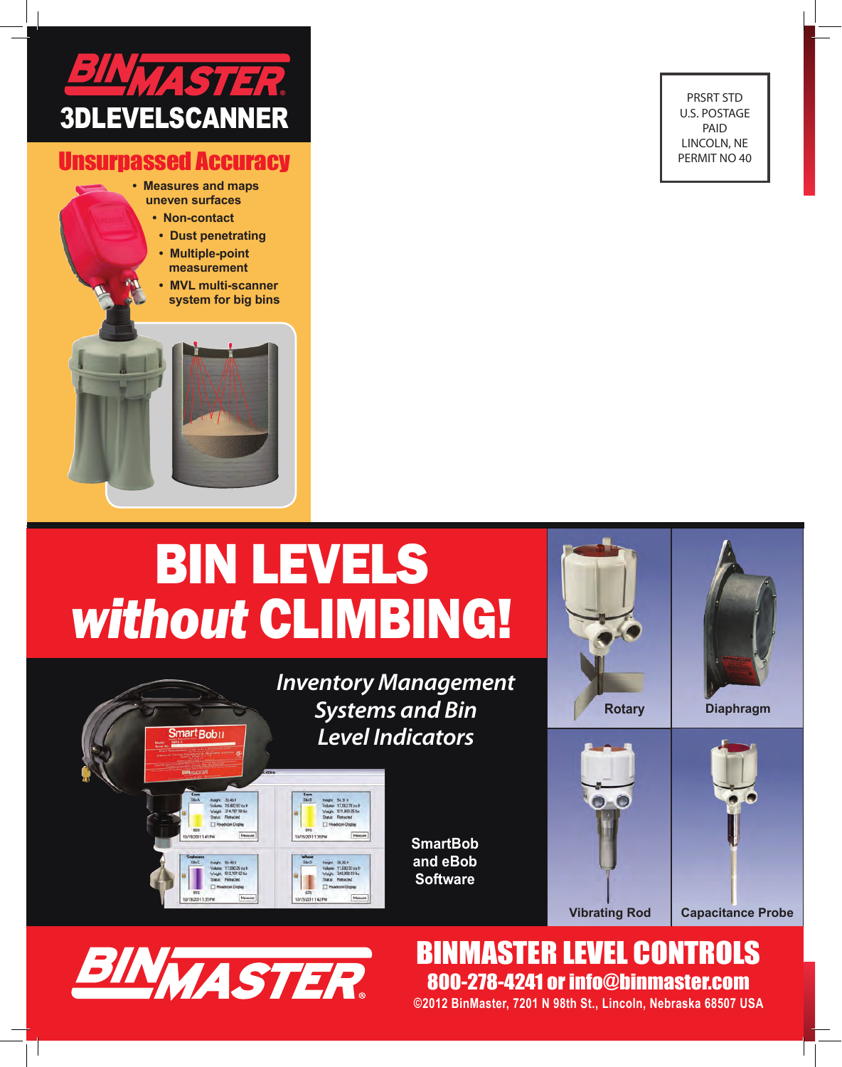# BINMASTER 3DLEVELSCANNER

## Unsurpassed Accuracy

- Measures and maps uneven surfaces
- Non-contact
- Dust penetrating
- Multiple-point measurement
- MVL multi-scanner system for big bins

PRSRT STD
U.S. POSTAGE
PAID
LINCOLN, NE
PERMIT NO 40

# BIN LEVELS *without* CLIMBING!

*Inventory Management Systems and Bin Level Indicators*

SmartBob and eBob Software

Rotary

Diaphragm

Vibrating Rod

Capacitance Probe

BINMASTER

## BINMASTER LEVEL CONTROLS

**800-278-4241 or info@binmaster.com**

©2012 BinMaster, 7201 N 98th St., Lincoln, Nebraska 68507 USA